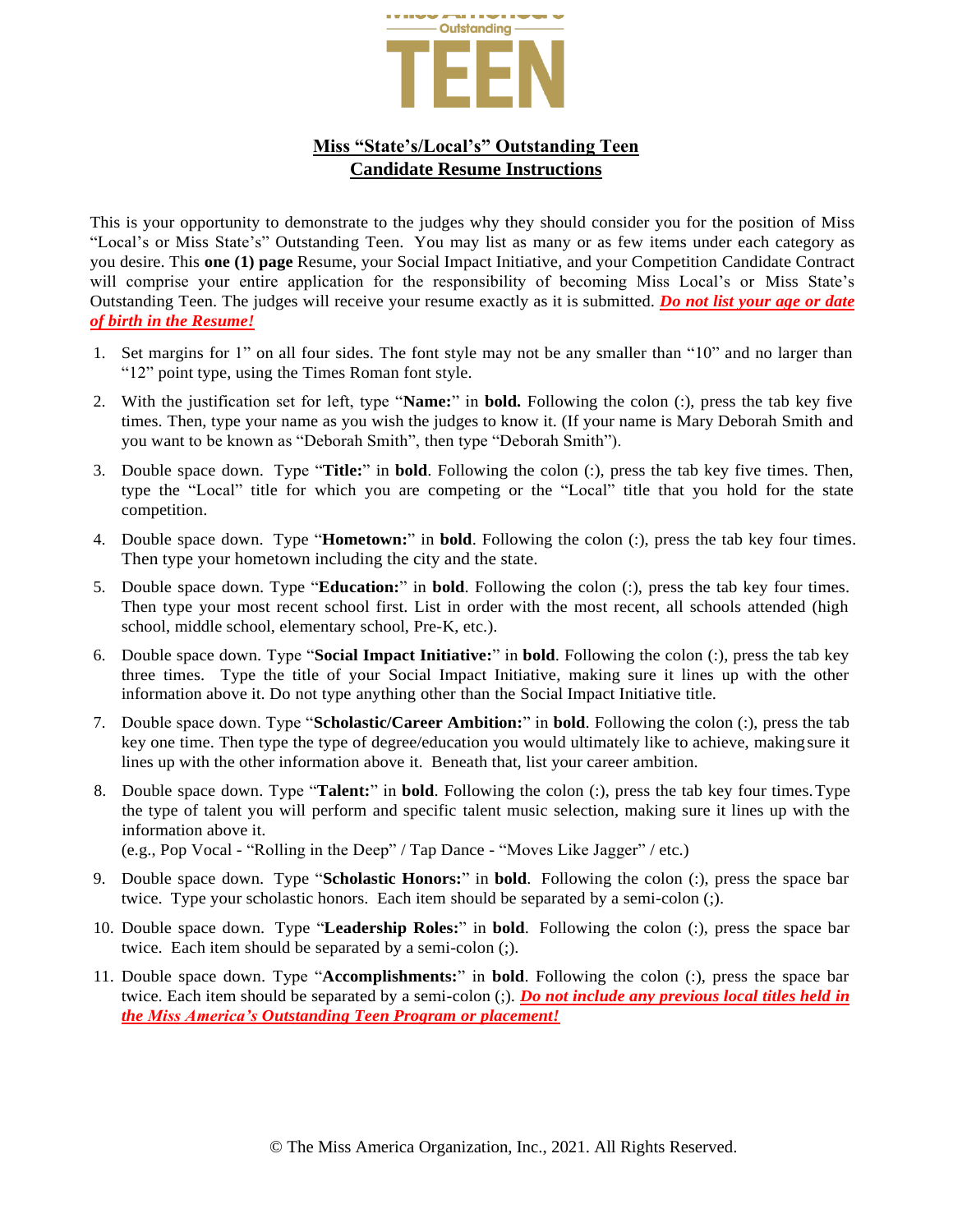# Miss "State's/Local's" Outstanding Teen
## Candidate Resume Instructions

This is your opportunity to demonstrate to the judges why they should consider you for the position of Miss "Local's or Miss State's" Outstanding Teen. You may list as many or as few items under each category as you desire. This **one (1) page** Resume, your Social Impact Initiative, and your Competition Candidate Contract will comprise your entire application for the responsibility of becoming Miss Local's or Miss State's Outstanding Teen. The judges will receive your resume exactly as it is submitted. ***Do not list your age or date of birth in the Resume!***

1. Set margins for 1" on all four sides. The font style may not be any smaller than "10" and no larger than "12" point type, using the Times Roman font style.
2. With the justification set for left, type "**Name:**" in **bold.** Following the colon (:), press the tab key five times. Then, type your name as you wish the judges to know it. (If your name is Mary Deborah Smith and you want to be known as "Deborah Smith", then type "Deborah Smith").
3. Double space down. Type "**Title:**" in **bold**. Following the colon (:), press the tab key five times. Then, type the "Local" title for which you are competing or the "Local" title that you hold for the state competition.
4. Double space down. Type "**Hometown:**" in **bold**. Following the colon (:), press the tab key four times. Then type your hometown including the city and the state.
5. Double space down. Type "**Education:**" in **bold**. Following the colon (:), press the tab key four times. Then type your most recent school first. List in order with the most recent, all schools attended (high school, middle school, elementary school, Pre-K, etc.).
6. Double space down. Type "**Social Impact Initiative:**" in **bold**. Following the colon (:), press the tab key three times. Type the title of your Social Impact Initiative, making sure it lines up with the other information above it. Do not type anything other than the Social Impact Initiative title.
7. Double space down. Type "**Scholastic/Career Ambition:**" in **bold**. Following the colon (:), press the tab key one time. Then type the type of degree/education you would ultimately like to achieve, making sure it lines up with the other information above it. Beneath that, list your career ambition.
8. Double space down. Type "**Talent:**" in **bold**. Following the colon (:), press the tab key four times. Type the type of talent you will perform and specific talent music selection, making sure it lines up with the information above it.
   (e.g., Pop Vocal - "Rolling in the Deep" / Tap Dance - "Moves Like Jagger" / etc.)
9. Double space down. Type "**Scholastic Honors:**" in **bold**. Following the colon (:), press the space bar twice. Type your scholastic honors. Each item should be separated by a semi-colon (;).
10. Double space down. Type "**Leadership Roles:**" in **bold**. Following the colon (:), press the space bar twice. Each item should be separated by a semi-colon (;).
11. Double space down. Type "**Accomplishments:**" in **bold**. Following the colon (:), press the space bar twice. Each item should be separated by a semi-colon (;). ***Do not include any previous local titles held in the Miss America's Outstanding Teen Program or placement!***

© The Miss America Organization, Inc., 2021. All Rights Reserved.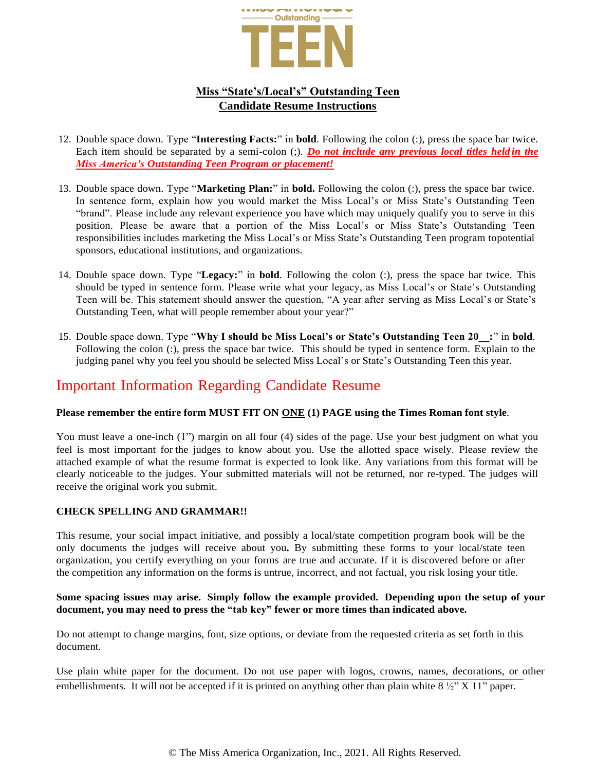**Miss "State's/Local's" Outstanding Teen**
**Candidate Resume Instructions**

12. Double space down. Type "**Interesting Facts:**" in **bold**. Following the colon (:), press the space bar twice. Each item should be separated by a semi-colon (;). ***Do not include any previous local titles held in the Miss America's Outstanding Teen Program or placement!***

13. Double space down. Type "**Marketing Plan:**" in **bold.** Following the colon (:), press the space bar twice. In sentence form, explain how you would market the Miss Local's or Miss State's Outstanding Teen "brand". Please include any relevant experience you have which may uniquely qualify you to serve in this position. Please be aware that a portion of the Miss Local's or Miss State's Outstanding Teen responsibilities includes marketing the Miss Local's or Miss State's Outstanding Teen program topotential sponsors, educational institutions, and organizations.

14. Double space down. Type "**Legacy:**" in **bold**. Following the colon (:), press the space bar twice. This should be typed in sentence form. Please write what your legacy, as Miss Local's or State's Outstanding Teen will be. This statement should answer the question, "A year after serving as Miss Local's or State's Outstanding Teen, what will people remember about your year?"

15. Double space down. Type "**Why I should be Miss Local's or State's Outstanding Teen 20__:**" in **bold**. Following the colon (:), press the space bar twice. This should be typed in sentence form. Explain to the judging panel why you feel you should be selected Miss Local's or State's Outstanding Teen this year.

## Important Information Regarding Candidate Resume

**Please remember the entire form MUST FIT ON ONE (1) PAGE using the Times Roman font style**.

You must leave a one-inch (1") margin on all four (4) sides of the page. Use your best judgment on what you feel is most important for the judges to know about you. Use the allotted space wisely. Please review the attached example of what the resume format is expected to look like. Any variations from this format will be clearly noticeable to the judges. Your submitted materials will not be returned, nor re-typed. The judges will receive the original work you submit.

**CHECK SPELLING AND GRAMMAR!!**

This resume, your social impact initiative, and possibly a local/state competition program book will be the only documents the judges will receive about you**.** By submitting these forms to your local/state teen organization, you certify everything on your forms are true and accurate. If it is discovered before or after the competition any information on the forms is untrue, incorrect, and not factual, you risk losing your title.

**Some spacing issues may arise. Simply follow the example provided. Depending upon the setup of your document, you may need to press the "tab key" fewer or more times than indicated above.**

Do not attempt to change margins, font, size options, or deviate from the requested criteria as set forth in this document.

Use plain white paper for the document. Do not use paper with logos, crowns, names, decorations, or other embellishments. It will not be accepted if it is printed on anything other than plain white 8 ½" X 11" paper.

© The Miss America Organization, Inc., 2021. All Rights Reserved.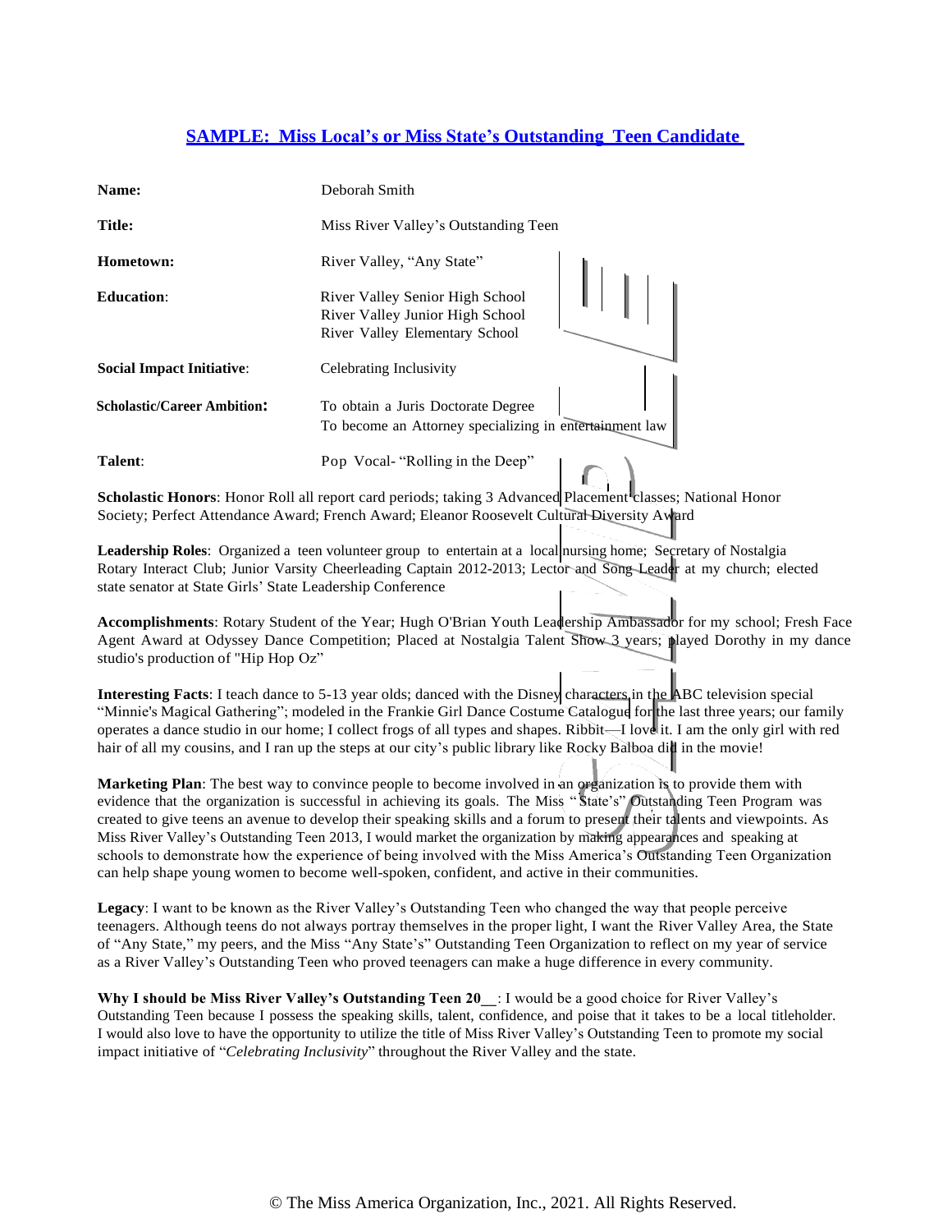## SAMPLE: Miss Local's or Miss State's Outstanding Teen Candidate

| | |
|---|---|
| **Name:** | Deborah Smith |
| **Title:** | Miss River Valley's Outstanding Teen |
| **Hometown:** | River Valley, "Any State" |
| **Education:** | River Valley Senior High School<br>River Valley Junior High School<br>River Valley Elementary School |
| **Social Impact Initiative:** | Celebrating Inclusivity |
| **Scholastic/Career Ambition:** | To obtain a Juris Doctorate Degree<br>To become an Attorney specializing in entertainment law |
| **Talent:** | Pop Vocal- "Rolling in the Deep" |

**Scholastic Honors**: Honor Roll all report card periods; taking 3 Advanced Placement classes; National Honor Society; Perfect Attendance Award; French Award; Eleanor Roosevelt Cultural Diversity Award

**Leadership Roles**: Organized a teen volunteer group to entertain at a local nursing home; Secretary of Nostalgia Rotary Interact Club; Junior Varsity Cheerleading Captain 2012-2013; Lector and Song Leader at my church; elected state senator at State Girls' State Leadership Conference

**Accomplishments**: Rotary Student of the Year; Hugh O'Brian Youth Leadership Ambassador for my school; Fresh Face Agent Award at Odyssey Dance Competition; Placed at Nostalgia Talent Show 3 years; played Dorothy in my dance studio's production of "Hip Hop Oz"

**Interesting Facts**: I teach dance to 5-13 year olds; danced with the Disney characters in the ABC television special "Minnie's Magical Gathering"; modeled in the Frankie Girl Dance Costume Catalogue for the last three years; our family operates a dance studio in our home; I collect frogs of all types and shapes. Ribbit—I love it. I am the only girl with red hair of all my cousins, and I ran up the steps at our city's public library like Rocky Balboa did in the movie!

**Marketing Plan**: The best way to convince people to become involved in an organization is to provide them with evidence that the organization is successful in achieving its goals. The Miss "State's" Outstanding Teen Program was created to give teens an avenue to develop their speaking skills and a forum to present their talents and viewpoints. As Miss River Valley's Outstanding Teen 2013, I would market the organization by making appearances and speaking at schools to demonstrate how the experience of being involved with the Miss America's Outstanding Teen Organization can help shape young women to become well-spoken, confident, and active in their communities.

**Legacy**: I want to be known as the River Valley's Outstanding Teen who changed the way that people perceive teenagers. Although teens do not always portray themselves in the proper light, I want the River Valley Area, the State of "Any State," my peers, and the Miss "Any State's" Outstanding Teen Organization to reflect on my year of service as a River Valley's Outstanding Teen who proved teenagers can make a huge difference in every community.

**Why I should be Miss River Valley's Outstanding Teen 20__**: I would be a good choice for River Valley's Outstanding Teen because I possess the speaking skills, talent, confidence, and poise that it takes to be a local titleholder. I would also love to have the opportunity to utilize the title of Miss River Valley's Outstanding Teen to promote my social impact initiative of "*Celebrating Inclusivity*" throughout the River Valley and the state.

© The Miss America Organization, Inc., 2021. All Rights Reserved.